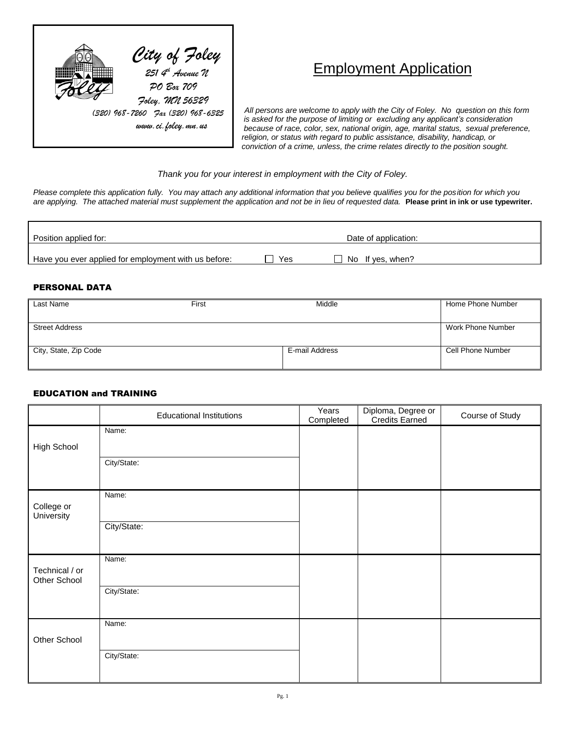*City of Foley*
*251 4th Avenue N*
*PO Box 709*
*Foley, MN 56329*
*(320) 968-7260 Fax (320) 968-6325*
*www.ci.foley.mn.us*

# Employment Application

*All persons are welcome to apply with the City of Foley. No question on this form is asked for the purpose of limiting or excluding any applicant's consideration because of race, color, sex, national origin, age, marital status, sexual preference, religion, or status with regard to public assistance, disability, handicap, or conviction of a crime, unless, the crime relates directly to the position sought.*

*Thank you for your interest in employment with the City of Foley.*

*Please complete this application fully. You may attach any additional information that you believe qualifies you for the position for which you are applying. The attached material must supplement the application and not be in lieu of requested data.* **Please print in ink or use typewriter.**

| Position applied for: | Date of application: |
|---|---|
| Have you ever applied for employment with us before: ☐ Yes ☐ No | If yes, when? |

## PERSONAL DATA

| Last Name | First | Middle | Home Phone Number |
|---|---|---|---|
| Street Address | | | Work Phone Number |
| City, State, Zip Code | | E-mail Address | Cell Phone Number |

## EDUCATION and TRAINING

| | Educational Institutions | Years Completed | Diploma, Degree or Credits Earned | Course of Study |
|---|---|---|---|---|
| High School | Name: | | | |
| | City/State: | | | |
| College or University | Name: | | | |
| | City/State: | | | |
| Technical / or Other School | Name: | | | |
| | City/State: | | | |
| Other School | Name: | | | |
| | City/State: | | | |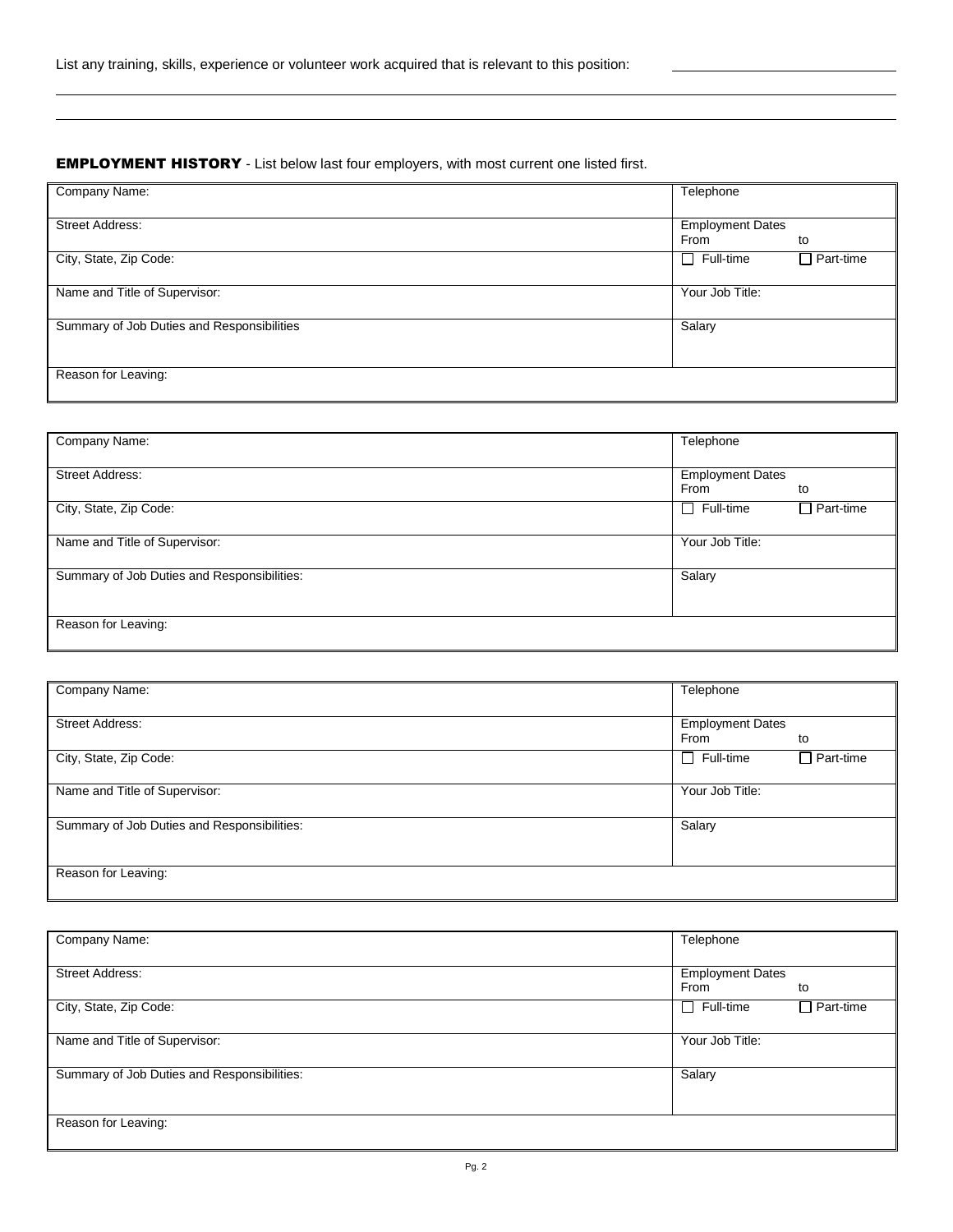List any training, skills, experience or volunteer work acquired that is relevant to this position: ____________________________

______________________________________________________________________________________________

______________________________________________________________________________________________

## EMPLOYMENT HISTORY - List below last four employers, with most current one listed first.

| Company Name: | Telephone |
|---|---|
| Street Address: | Employment Dates<br>From to |
| City, State, Zip Code: | ☐ Full-time ☐ Part-time |
| Name and Title of Supervisor: | Your Job Title: |
| Summary of Job Duties and Responsibilities | Salary |
| Reason for Leaving: | |

| Company Name: | Telephone |
|---|---|
| Street Address: | Employment Dates<br>From to |
| City, State, Zip Code: | ☐ Full-time ☐ Part-time |
| Name and Title of Supervisor: | Your Job Title: |
| Summary of Job Duties and Responsibilities: | Salary |
| Reason for Leaving: | |

| Company Name: | Telephone |
|---|---|
| Street Address: | Employment Dates<br>From to |
| City, State, Zip Code: | ☐ Full-time ☐ Part-time |
| Name and Title of Supervisor: | Your Job Title: |
| Summary of Job Duties and Responsibilities: | Salary |
| Reason for Leaving: | |

| Company Name: | Telephone |
|---|---|
| Street Address: | Employment Dates<br>From to |
| City, State, Zip Code: | ☐ Full-time ☐ Part-time |
| Name and Title of Supervisor: | Your Job Title: |
| Summary of Job Duties and Responsibilities: | Salary |
| Reason for Leaving: | |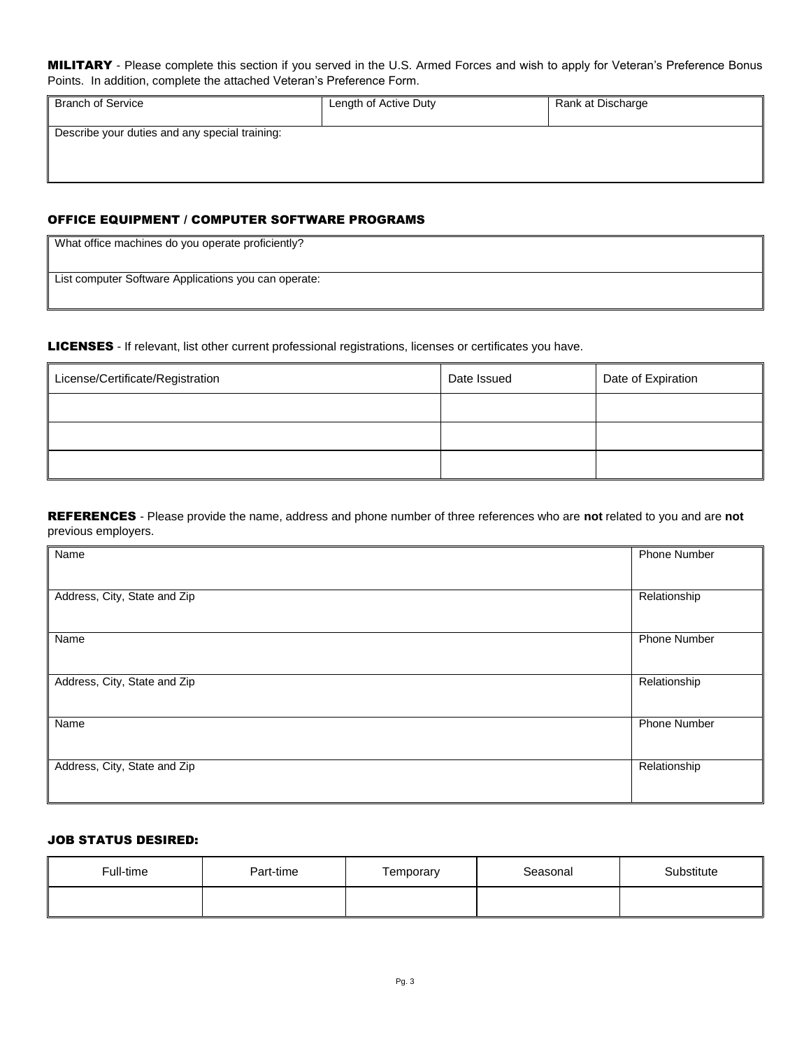**MILITARY** - Please complete this section if you served in the U.S. Armed Forces and wish to apply for Veteran's Preference Bonus Points. In addition, complete the attached Veteran's Preference Form.

| Branch of Service | Length of Active Duty | Rank at Discharge |
|---|---|---|
| Describe your duties and any special training: | | |

### OFFICE EQUIPMENT / COMPUTER SOFTWARE PROGRAMS

| What office machines do you operate proficiently? |
|---|
| List computer Software Applications you can operate: |

**LICENSES** - If relevant, list other current professional registrations, licenses or certificates you have.

| License/Certificate/Registration | Date Issued | Date of Expiration |
|---|---|---|
| | | |
| | | |
| | | |

**REFERENCES** - Please provide the name, address and phone number of three references who are **not** related to you and are **not** previous employers.

| Name | Phone Number |
|---|---|
| Address, City, State and Zip | Relationship |
| Name | Phone Number |
| Address, City, State and Zip | Relationship |
| Name | Phone Number |
| Address, City, State and Zip | Relationship |

### JOB STATUS DESIRED:

| Full-time | Part-time | Temporary | Seasonal | Substitute |
|---|---|---|---|---|
| | | | | |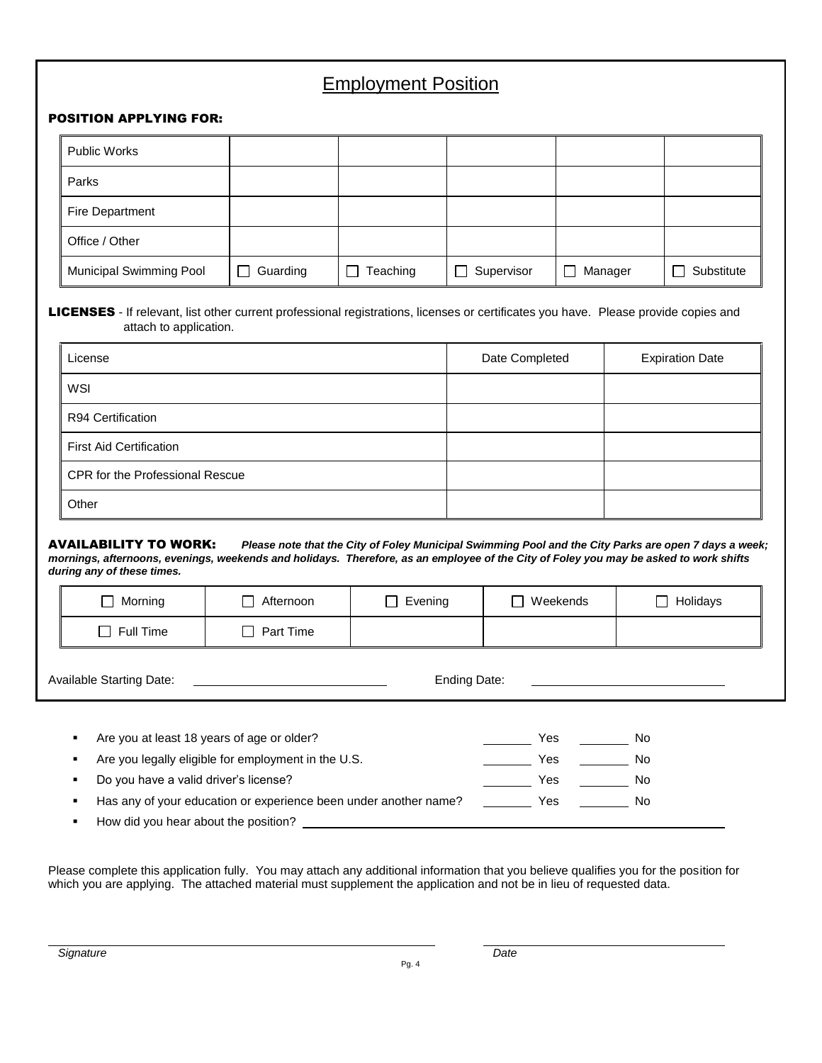## Employment Position

**POSITION APPLYING FOR:**

| | | | | | |
|---|---|---|---|---|---|
| Public Works | | | | | |
| Parks | | | | | |
| Fire Department | | | | | |
| Office / Other | | | | | |
| Municipal Swimming Pool | ☐ Guarding | ☐ Teaching | ☐ Supervisor | ☐ Manager | ☐ Substitute |

**LICENSES** - If relevant, list other current professional registrations, licenses or certificates you have. Please provide copies and attach to application.

| License | Date Completed | Expiration Date |
|---|---|---|
| WSI | | |
| R94 Certification | | |
| First Aid Certification | | |
| CPR for the Professional Rescue | | |
| Other | | |

**AVAILABILITY TO WORK:** ***Please note that the City of Foley Municipal Swimming Pool and the City Parks are open 7 days a week; mornings, afternoons, evenings, weekends and holidays. Therefore, as an employee of the City of Foley you may be asked to work shifts during any of these times.***

| | | | | |
|---|---|---|---|---|
| ☐ Morning | ☐ Afternoon | ☐ Evening | ☐ Weekends | ☐ Holidays |
| ☐ Full Time | ☐ Part Time | | | |

Available Starting Date: ____________________ Ending Date: ____________________

- Are you at least 18 years of age or older? _______ Yes _______ No
- Are you legally eligible for employment in the U.S. _______ Yes _______ No
- Do you have a valid driver's license? _______ Yes _______ No
- Has any of your education or experience been under another name? _______ Yes _______ No
- How did you hear about the position? ________________________________________

Please complete this application fully. You may attach any additional information that you believe qualifies you for the position for which you are applying. The attached material must supplement the application and not be in lieu of requested data.

_______________________________________ _______________________

*Signature* *Date*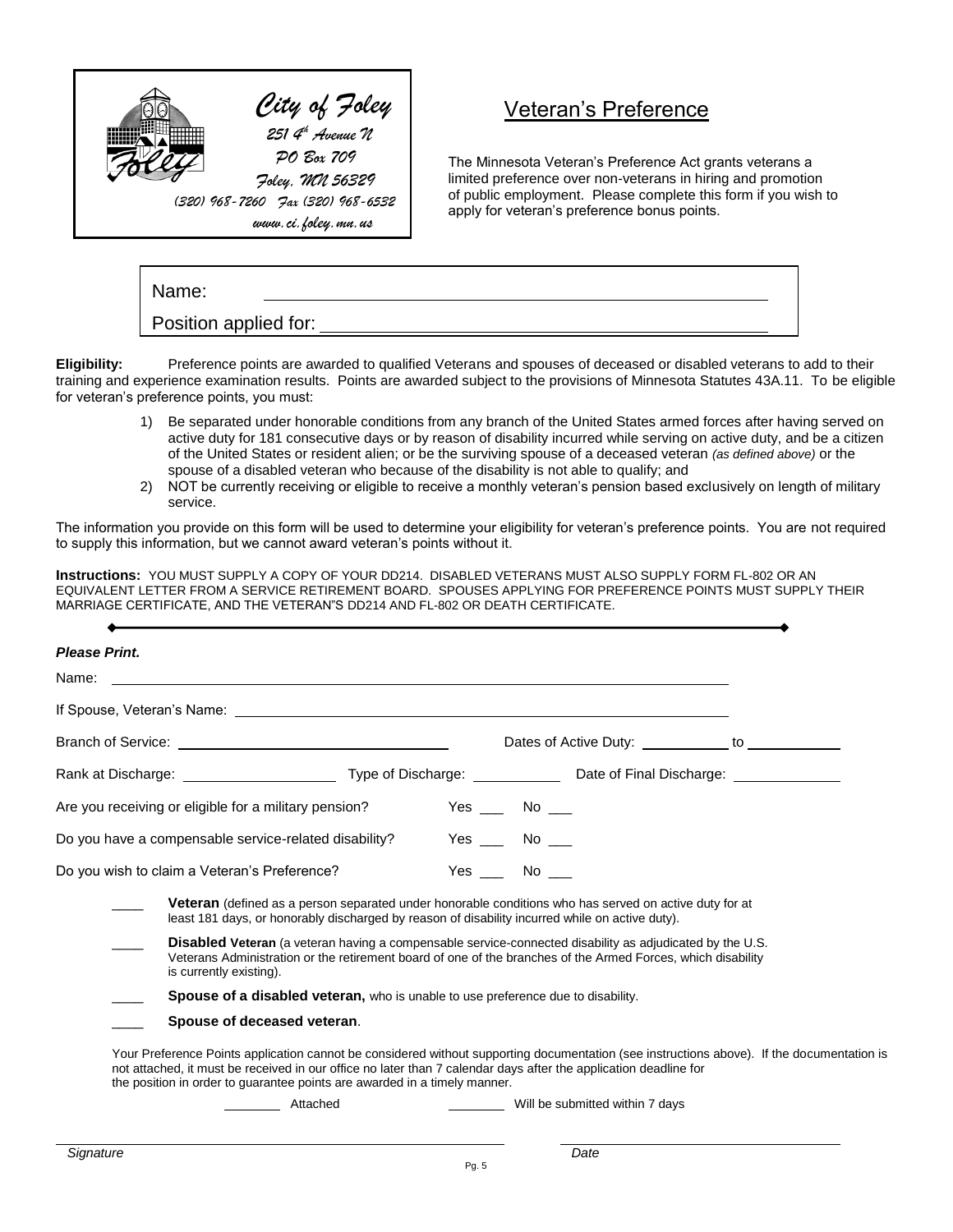**City of Foley**
251 4th Avenue N
PO Box 709
Foley, MN 56329
(320) 968-7260 Fax (320) 968-6532
www.ci.foley.mn.us

# Veteran's Preference

The Minnesota Veteran's Preference Act grants veterans a limited preference over non-veterans in hiring and promotion of public employment. Please complete this form if you wish to apply for veteran's preference bonus points.

Name: ____________________________________________

Position applied for: ______________________________

**Eligibility:** Preference points are awarded to qualified Veterans and spouses of deceased or disabled veterans to add to their training and experience examination results. Points are awarded subject to the provisions of Minnesota Statutes 43A.11. To be eligible for veteran's preference points, you must:

1) Be separated under honorable conditions from any branch of the United States armed forces after having served on active duty for 181 consecutive days or by reason of disability incurred while serving on active duty, and be a citizen of the United States or resident alien; or be the surviving spouse of a deceased veteran *(as defined above)* or the spouse of a disabled veteran who because of the disability is not able to qualify; and
2) NOT be currently receiving or eligible to receive a monthly veteran's pension based exclusively on length of military service.

The information you provide on this form will be used to determine your eligibility for veteran's preference points. You are not required to supply this information, but we cannot award veteran's points without it.

**Instructions:** YOU MUST SUPPLY A COPY OF YOUR DD214. DISABLED VETERANS MUST ALSO SUPPLY FORM FL-802 OR AN EQUIVALENT LETTER FROM A SERVICE RETIREMENT BOARD. SPOUSES APPLYING FOR PREFERENCE POINTS MUST SUPPLY THEIR MARRIAGE CERTIFICATE, AND THE VETERAN"S DD214 AND FL-802 OR DEATH CERTIFICATE.

---

***Please Print.***

Name: ____________________________________________

If Spouse, Veteran's Name: ____________________________________________

Branch of Service: ______________________ Dates of Active Duty: __________ to __________

Rank at Discharge: ______________ Type of Discharge: __________ Date of Final Discharge: __________

Are you receiving or eligible for a military pension? Yes ___ No ___

Do you have a compensable service-related disability? Yes ___ No ___

Do you wish to claim a Veteran's Preference? Yes ___ No ___

____ **Veteran** (defined as a person separated under honorable conditions who has served on active duty for at least 181 days, or honorably discharged by reason of disability incurred while on active duty).

____ **Disabled Veteran** (a veteran having a compensable service-connected disability as adjudicated by the U.S. Veterans Administration or the retirement board of one of the branches of the Armed Forces, which disability is currently existing).

____ **Spouse of a disabled veteran,** who is unable to use preference due to disability.

____ **Spouse of deceased veteran**.

Your Preference Points application cannot be considered without supporting documentation (see instructions above). If the documentation is not attached, it must be received in our office no later than 7 calendar days after the application deadline for the position in order to guarantee points are awarded in a timely manner.

________ Attached ________ Will be submitted within 7 days

______________________________ ______________________________

*Signature* *Date*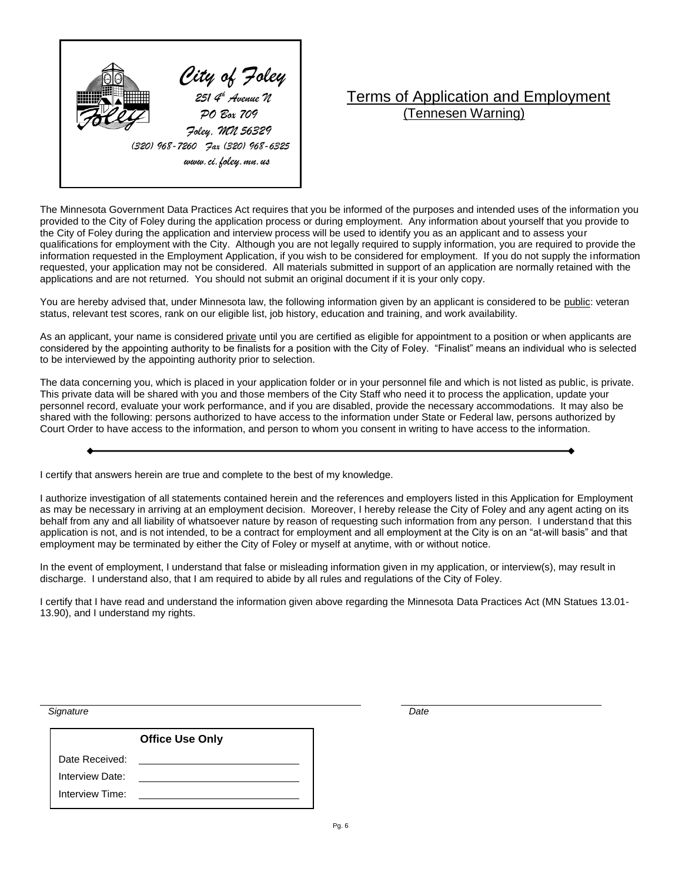City of Foley
251 4th Avenue N
PO Box 709
Foley, MN 56329
(320) 968-7260 Fax (320) 968-6325
www.ci.foley.mn.us

# Terms of Application and Employment
## (Tennesen Warning)

The Minnesota Government Data Practices Act requires that you be informed of the purposes and intended uses of the information you provided to the City of Foley during the application process or during employment. Any information about yourself that you provide to the City of Foley during the application and interview process will be used to identify you as an applicant and to assess your qualifications for employment with the City. Although you are not legally required to supply information, you are required to provide the information requested in the Employment Application, if you wish to be considered for employment. If you do not supply the information requested, your application may not be considered. All materials submitted in support of an application are normally retained with the applications and are not returned. You should not submit an original document if it is your only copy.

You are hereby advised that, under Minnesota law, the following information given by an applicant is considered to be public: veteran status, relevant test scores, rank on our eligible list, job history, education and training, and work availability.

As an applicant, your name is considered private until you are certified as eligible for appointment to a position or when applicants are considered by the appointing authority to be finalists for a position with the City of Foley. "Finalist" means an individual who is selected to be interviewed by the appointing authority prior to selection.

The data concerning you, which is placed in your application folder or in your personnel file and which is not listed as public, is private. This private data will be shared with you and those members of the City Staff who need it to process the application, update your personnel record, evaluate your work performance, and if you are disabled, provide the necessary accommodations. It may also be shared with the following: persons authorized to have access to the information under State or Federal law, persons authorized by Court Order to have access to the information, and person to whom you consent in writing to have access to the information.

---

I certify that answers herein are true and complete to the best of my knowledge.

I authorize investigation of all statements contained herein and the references and employers listed in this Application for Employment as may be necessary in arriving at an employment decision. Moreover, I hereby release the City of Foley and any agent acting on its behalf from any and all liability of whatsoever nature by reason of requesting such information from any person. I understand that this application is not, and is not intended, to be a contract for employment and all employment at the City is on an "at-will basis" and that employment may be terminated by either the City of Foley or myself at anytime, with or without notice.

In the event of employment, I understand that false or misleading information given in my application, or interview(s), may result in discharge. I understand also, that I am required to abide by all rules and regulations of the City of Foley.

I certify that I have read and understand the information given above regarding the Minnesota Data Practices Act (MN Statues 13.01-13.90), and I understand my rights.

*Signature* ______________________ *Date* ______________

**Office Use Only**

Date Received: ______________

Interview Date: ______________

Interview Time: ______________